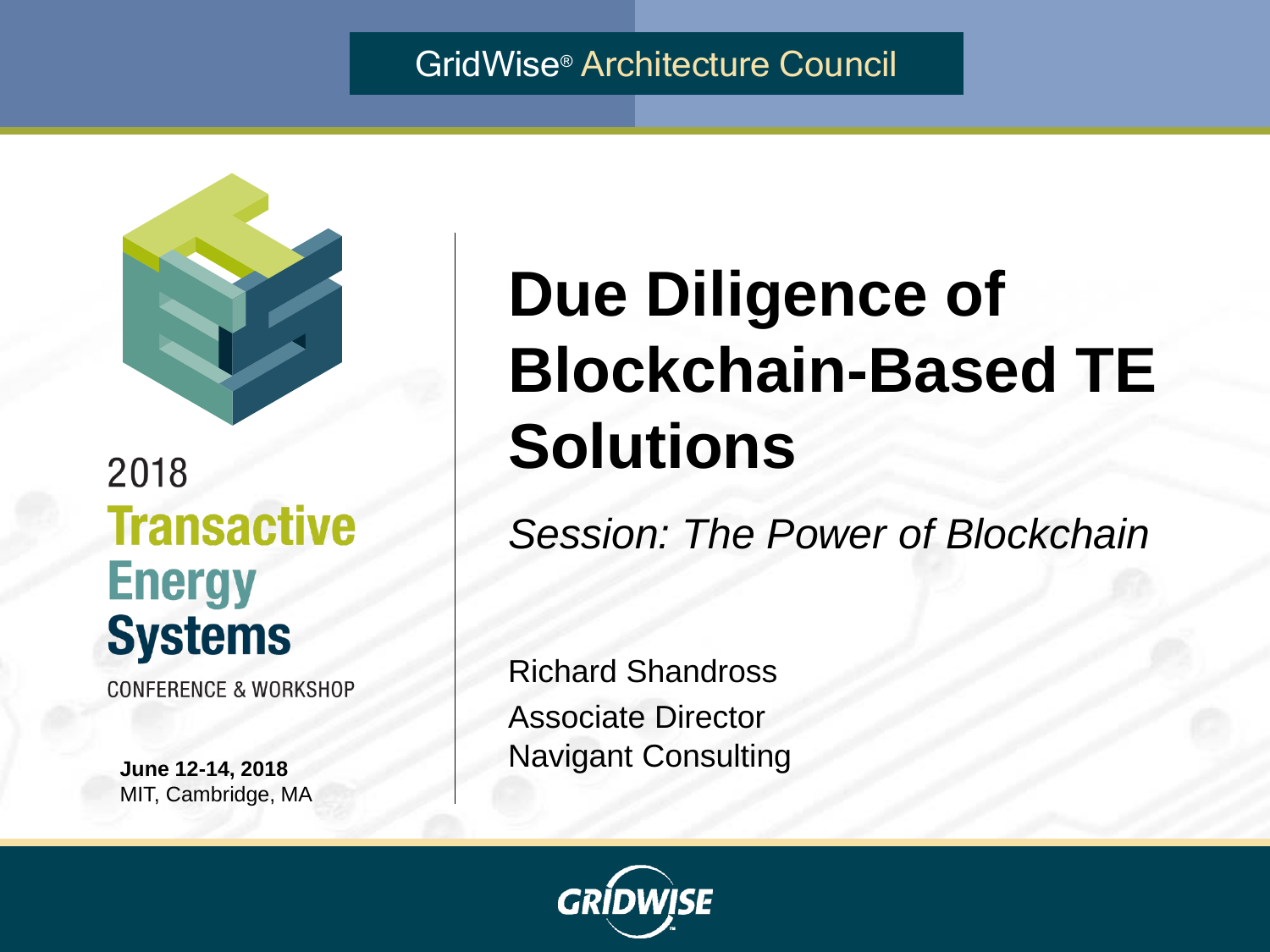GridWise® Architecture Council

2018 **Transactive Energy Systems**

CONFERENCE & WORKSHOP

**June 12-14, 2018**
MIT, Cambridge, MA

# Due Diligence of Blockchain-Based TE Solutions

*Session: The Power of Blockchain*

Richard Shandross
Associate Director
Navigant Consulting

GRIDWISE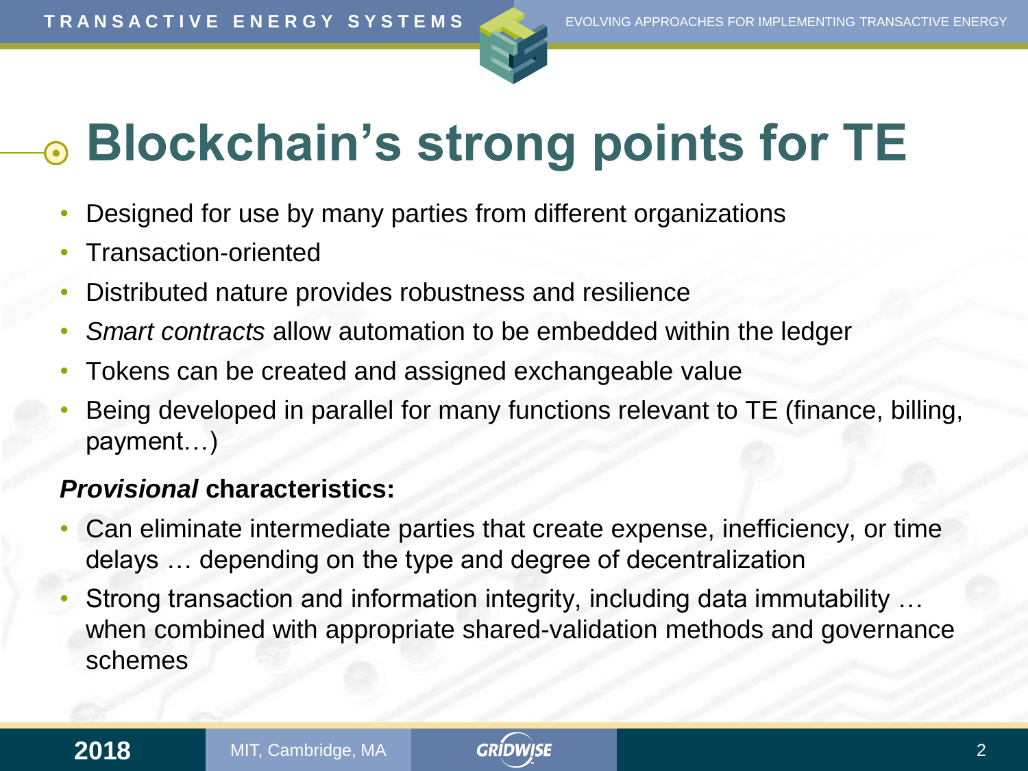# Blockchain's strong points for TE

- Designed for use by many parties from different organizations
- Transaction-oriented
- Distributed nature provides robustness and resilience
- *Smart contracts* allow automation to be embedded within the ledger
- Tokens can be created and assigned exchangeable value
- Being developed in parallel for many functions relevant to TE (finance, billing, payment…)

***Provisional* characteristics:**

- Can eliminate intermediate parties that create expense, inefficiency, or time delays … depending on the type and degree of decentralization
- Strong transaction and information integrity, including data immutability … when combined with appropriate shared-validation methods and governance schemes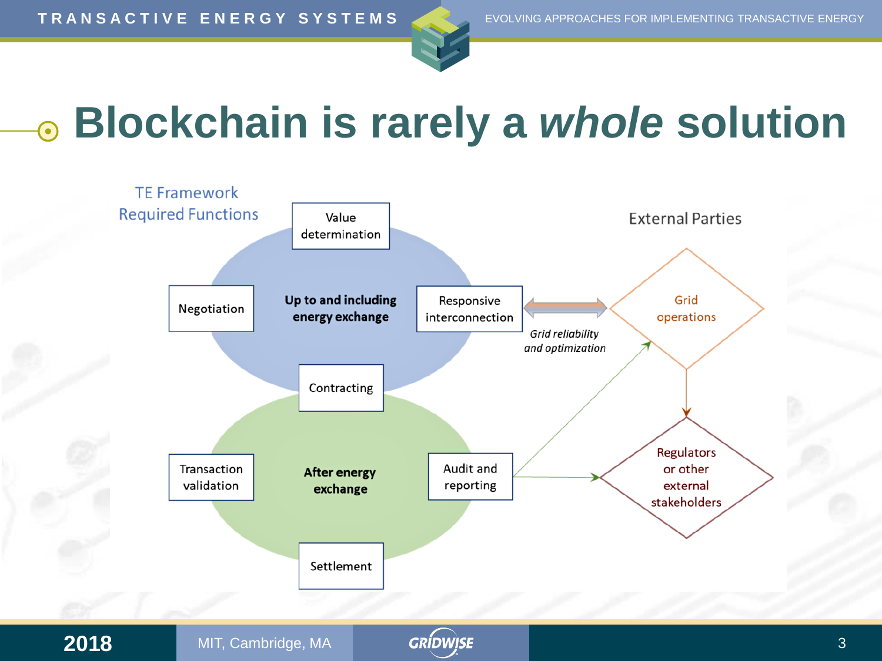# Blockchain is rarely a *whole* solution

TE Framework Required Functions

Value determination

Negotiation

**Up to and including energy exchange**

Responsive interconnection

Contracting

Transaction validation

**After energy exchange**

Audit and reporting

Settlement

External Parties

*Grid reliability and optimization*

Grid operations

Regulators or other external stakeholders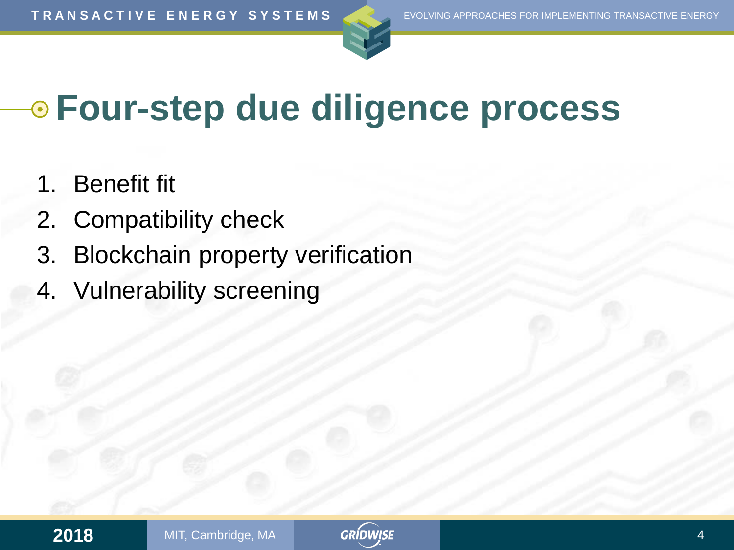# Four-step due diligence process

1. Benefit fit
2. Compatibility check
3. Blockchain property verification
4. Vulnerability screening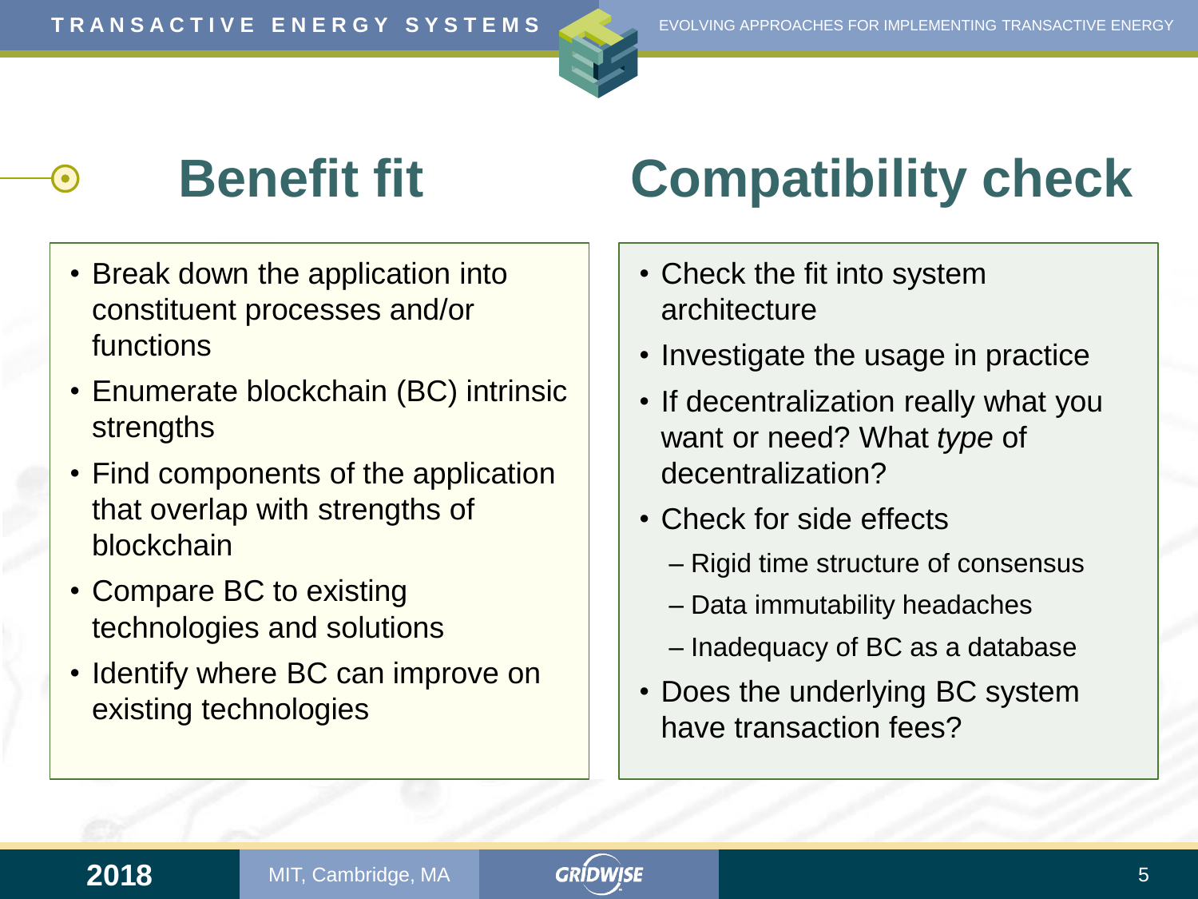## Benefit fit

- Break down the application into constituent processes and/or functions
- Enumerate blockchain (BC) intrinsic strengths
- Find components of the application that overlap with strengths of blockchain
- Compare BC to existing technologies and solutions
- Identify where BC can improve on existing technologies

## Compatibility check

- Check the fit into system architecture
- Investigate the usage in practice
- If decentralization really what you want or need? What *type* of decentralization?
- Check for side effects
  - Rigid time structure of consensus
  - Data immutability headaches
  - Inadequacy of BC as a database
- Does the underlying BC system have transaction fees?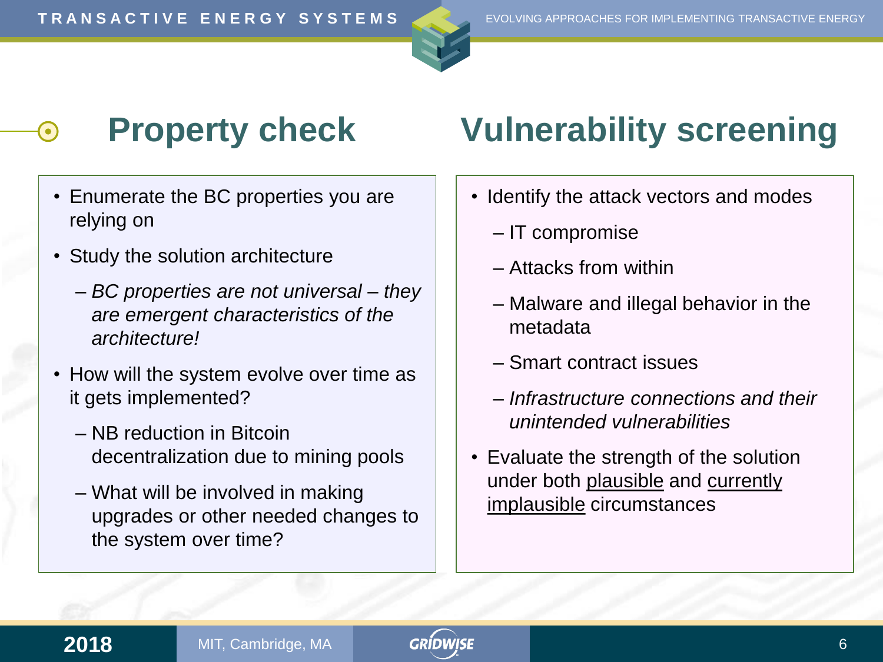## Property check

- Enumerate the BC properties you are relying on
- Study the solution architecture
  - *BC properties are not universal – they are emergent characteristics of the architecture!*
- How will the system evolve over time as it gets implemented?
  - NB reduction in Bitcoin decentralization due to mining pools
  - What will be involved in making upgrades or other needed changes to the system over time?

## Vulnerability screening

- Identify the attack vectors and modes
  - IT compromise
  - Attacks from within
  - Malware and illegal behavior in the metadata
  - Smart contract issues
  - *Infrastructure connections and their unintended vulnerabilities*
- Evaluate the strength of the solution under both plausible and currently implausible circumstances